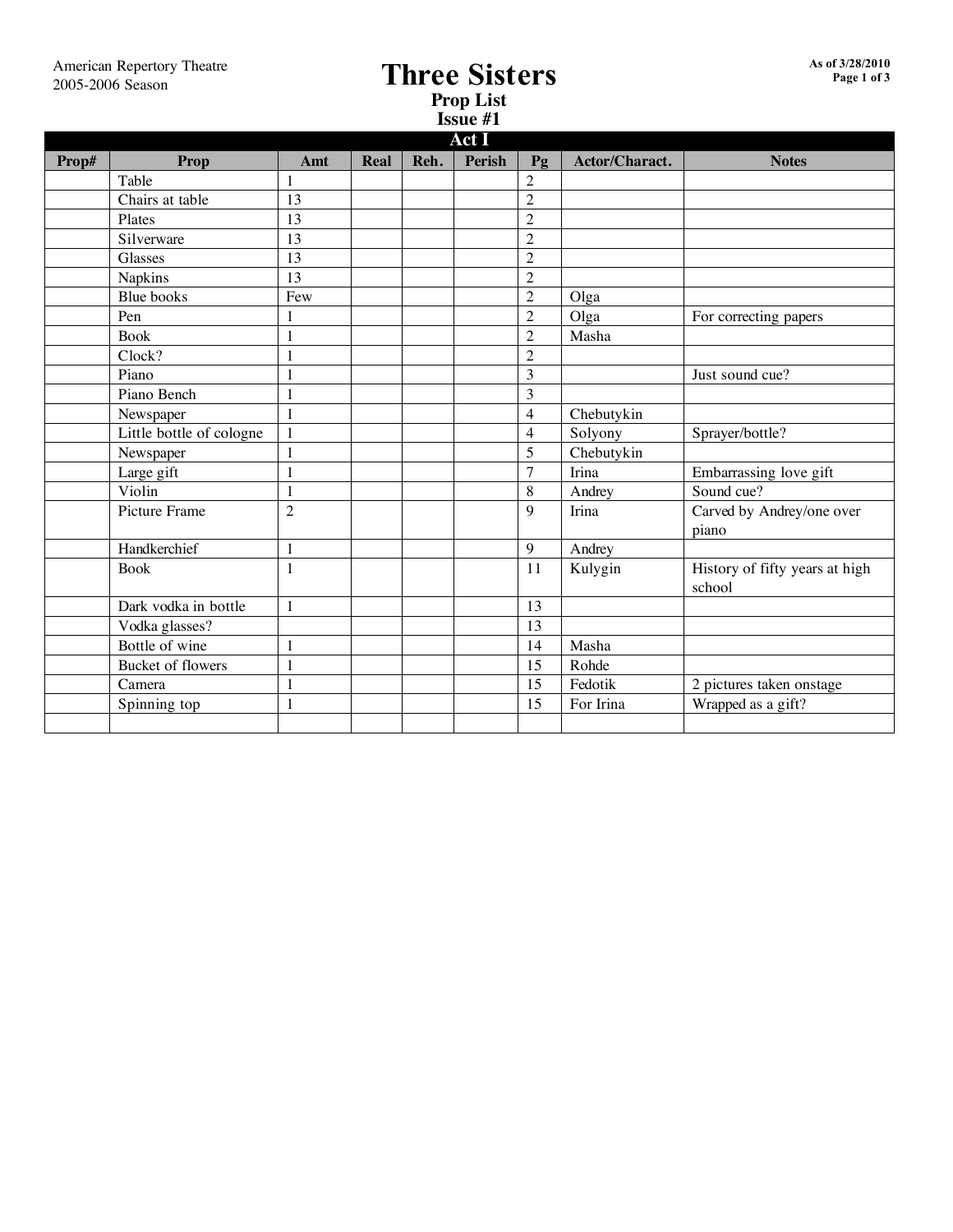American Repertory Theatre
2005-2006 Season

# Three Sisters

## Prop List
## Issue #1

As of 3/28/2010

| Prop# | Prop | Amt | Real | Reh. | Perish | Pg | Actor/Charact. | Notes |
|---|---|---|---|---|---|---|---|---|
| | **Act I** | | | | | | | |
| | Table | 1 | | | | 2 | | |
| | Chairs at table | 13 | | | | 2 | | |
| | Plates | 13 | | | | 2 | | |
| | Silverware | 13 | | | | 2 | | |
| | Glasses | 13 | | | | 2 | | |
| | Napkins | 13 | | | | 2 | | |
| | Blue books | Few | | | | 2 | Olga | |
| | Pen | 1 | | | | 2 | Olga | For correcting papers |
| | Book | 1 | | | | 2 | Masha | |
| | Clock? | 1 | | | | 2 | | |
| | Piano | 1 | | | | 3 | | Just sound cue? |
| | Piano Bench | 1 | | | | 3 | | |
| | Newspaper | 1 | | | | 4 | Chebutykin | |
| | Little bottle of cologne | 1 | | | | 4 | Solyony | Sprayer/bottle? |
| | Newspaper | 1 | | | | 5 | Chebutykin | |
| | Large gift | 1 | | | | 7 | Irina | Embarrassing love gift |
| | Violin | 1 | | | | 8 | Andrey | Sound cue? |
| | Picture Frame | 2 | | | | 9 | Irina | Carved by Andrey/one over piano |
| | Handkerchief | 1 | | | | 9 | Andrey | |
| | Book | 1 | | | | 11 | Kulygin | History of fifty years at high school |
| | Dark vodka in bottle | 1 | | | | 13 | | |
| | Vodka glasses? | | | | | 13 | | |
| | Bottle of wine | 1 | | | | 14 | Masha | |
| | Bucket of flowers | 1 | | | | 15 | Rohde | |
| | Camera | 1 | | | | 15 | Fedotik | 2 pictures taken onstage |
| | Spinning top | 1 | | | | 15 | For Irina | Wrapped as a gift? |
| | | | | | | | | |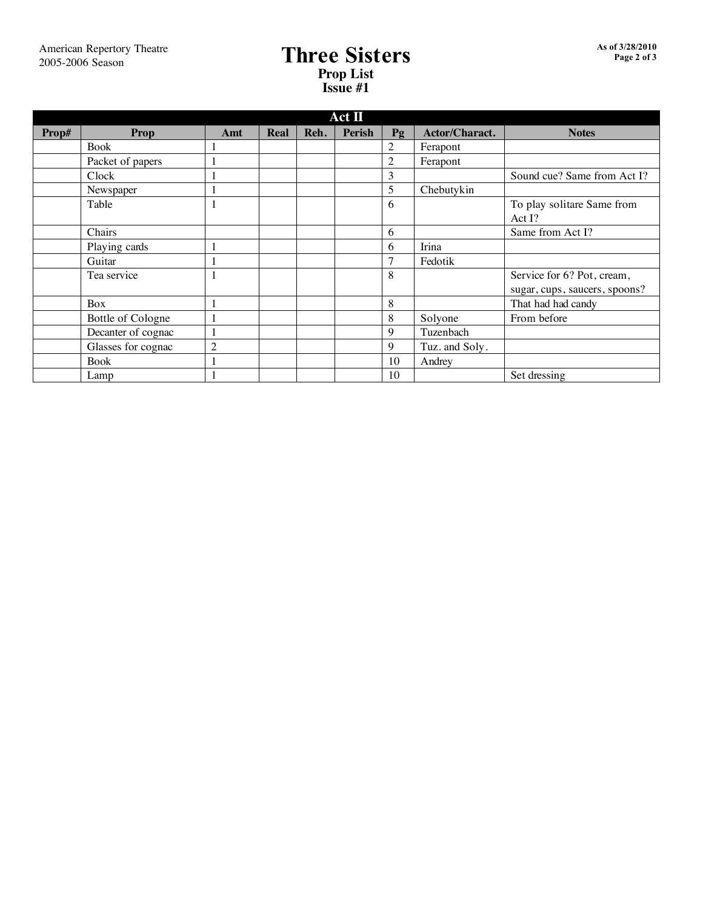American Repertory Theatre
2005-2006 Season

# Three Sisters

**Prop List**
**Issue #1**

**As of 3/28/2010**

| Act II | | | | | | | | |
|---|---|---|---|---|---|---|---|---|
| **Prop#** | **Prop** | **Amt** | **Real** | **Reh.** | **Perish** | **Pg** | **Actor/Charact.** | **Notes** |
| | Book | 1 | | | | 2 | Ferapont | |
| | Packet of papers | 1 | | | | 2 | Ferapont | |
| | Clock | 1 | | | | 3 | | Sound cue? Same from Act I? |
| | Newspaper | 1 | | | | 5 | Chebutykin | |
| | Table | 1 | | | | 6 | | To play solitare Same from Act I? |
| | Chairs | | | | | 6 | | Same from Act I? |
| | Playing cards | 1 | | | | 6 | Irina | |
| | Guitar | 1 | | | | 7 | Fedotik | |
| | Tea service | 1 | | | | 8 | | Service for 6? Pot, cream, sugar, cups, saucers, spoons? |
| | Box | 1 | | | | 8 | | That had had candy |
| | Bottle of Cologne | 1 | | | | 8 | Solyone | From before |
| | Decanter of cognac | 1 | | | | 9 | Tuzenbach | |
| | Glasses for cognac | 2 | | | | 9 | Tuz. and Soly. | |
| | Book | 1 | | | | 10 | Andrey | |
| | Lamp | 1 | | | | 10 | | Set dressing |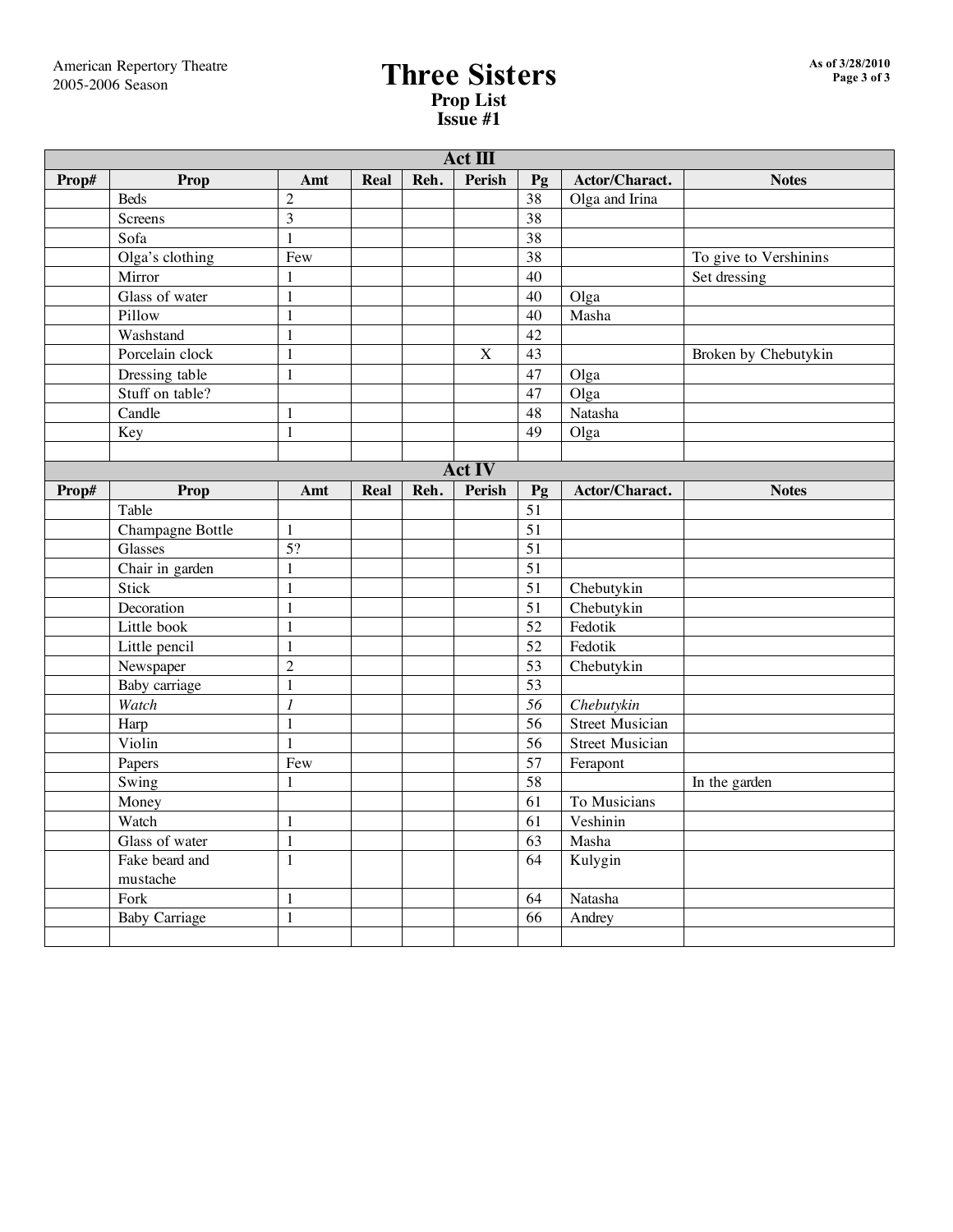American Repertory Theatre
2005-2006 Season

# Three Sisters

## Prop List
## Issue #1

As of 3/28/2010

| Act III | | | | | | | | |
|---|---|---|---|---|---|---|---|---|
| **Prop#** | **Prop** | **Amt** | **Real** | **Reh.** | **Perish** | **Pg** | **Actor/Charact.** | **Notes** |
| | Beds | 2 | | | | 38 | Olga and Irina | |
| | Screens | 3 | | | | 38 | | |
| | Sofa | 1 | | | | 38 | | |
| | Olga's clothing | Few | | | | 38 | | To give to Vershinins |
| | Mirror | 1 | | | | 40 | | Set dressing |
| | Glass of water | 1 | | | | 40 | Olga | |
| | Pillow | 1 | | | | 40 | Masha | |
| | Washstand | 1 | | | | 42 | | |
| | Porcelain clock | 1 | | | X | 43 | | Broken by Chebutykin |
| | Dressing table | 1 | | | | 47 | Olga | |
| | Stuff on table? | | | | | 47 | Olga | |
| | Candle | 1 | | | | 48 | Natasha | |
| | Key | 1 | | | | 49 | Olga | |
| | | | | | | | | |

| Act IV | | | | | | | | |
|---|---|---|---|---|---|---|---|---|
| **Prop#** | **Prop** | **Amt** | **Real** | **Reh.** | **Perish** | **Pg** | **Actor/Charact.** | **Notes** |
| | Table | | | | | 51 | | |
| | Champagne Bottle | 1 | | | | 51 | | |
| | Glasses | 5? | | | | 51 | | |
| | Chair in garden | 1 | | | | 51 | | |
| | Stick | 1 | | | | 51 | Chebutykin | |
| | Decoration | 1 | | | | 51 | Chebutykin | |
| | Little book | 1 | | | | 52 | Fedotik | |
| | Little pencil | 1 | | | | 52 | Fedotik | |
| | Newspaper | 2 | | | | 53 | Chebutykin | |
| | Baby carriage | 1 | | | | 53 | | |
| | *Watch* | *1* | | | | *56* | *Chebutykin* | |
| | Harp | 1 | | | | 56 | Street Musician | |
| | Violin | 1 | | | | 56 | Street Musician | |
| | Papers | Few | | | | 57 | Ferapont | |
| | Swing | 1 | | | | 58 | | In the garden |
| | Money | | | | | 61 | To Musicians | |
| | Watch | 1 | | | | 61 | Veshinin | |
| | Glass of water | 1 | | | | 63 | Masha | |
| | Fake beard and mustache | 1 | | | | 64 | Kulygin | |
| | Fork | 1 | | | | 64 | Natasha | |
| | Baby Carriage | 1 | | | | 66 | Andrey | |
| | | | | | | | | |